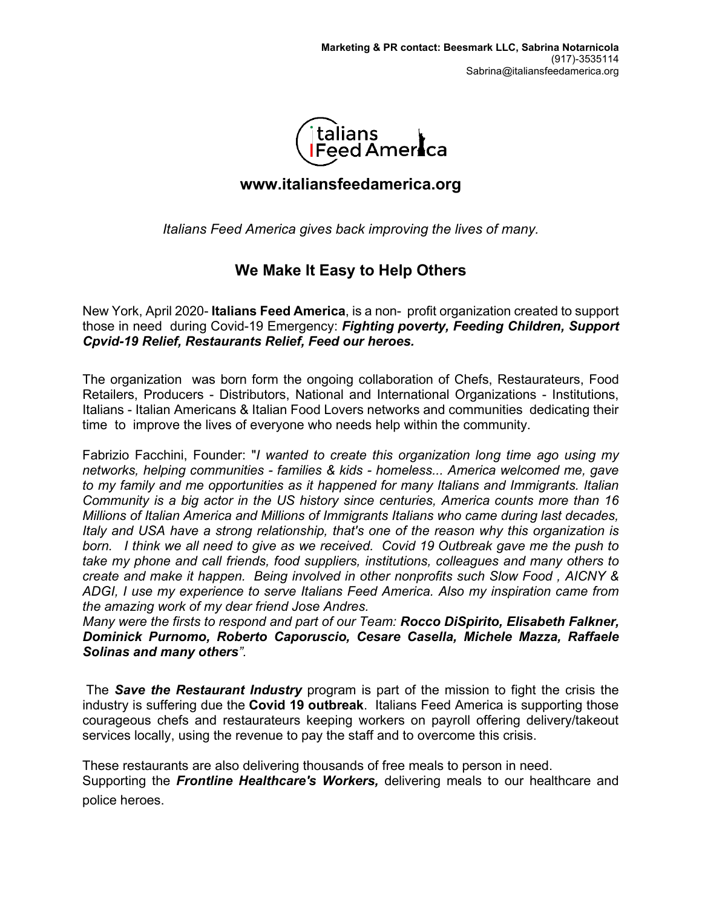**Marketing & PR contact: Beesmark LLC, Sabrina Notarnicola**
(917)-3535114
Sabrina@italiansfeedamerica.org

Italians Feed America

## www.italiansfeedamerica.org

*Italians Feed America gives back improving the lives of many.*

## We Make It Easy to Help Others

New York, April 2020- **Italians Feed America**, is a non- profit organization created to support those in need during Covid-19 Emergency: ***Fighting poverty, Feeding Children, Support Cpvid-19 Relief, Restaurants Relief, Feed our heroes.***

The organization was born form the ongoing collaboration of Chefs, Restaurateurs, Food Retailers, Producers - Distributors, National and International Organizations - Institutions, Italians - Italian Americans & Italian Food Lovers networks and communities dedicating their time to improve the lives of everyone who needs help within the community.

Fabrizio Facchini, Founder: "*I wanted to create this organization long time ago using my networks, helping communities - families & kids - homeless... America welcomed me, gave to my family and me opportunities as it happened for many Italians and Immigrants. Italian Community is a big actor in the US history since centuries, America counts more than 16 Millions of Italian America and Millions of Immigrants Italians who came during last decades, Italy and USA have a strong relationship, that's one of the reason why this organization is born. I think we all need to give as we received. Covid 19 Outbreak gave me the push to take my phone and call friends, food suppliers, institutions, colleagues and many others to create and make it happen. Being involved in other nonprofits such Slow Food , AICNY & ADGI, I use my experience to serve Italians Feed America. Also my inspiration came from the amazing work of my dear friend Jose Andres.*
*Many were the firsts to respond and part of our Team:* ***Rocco DiSpirito, Elisabeth Falkner, Dominick Purnomo, Roberto Caporuscio, Cesare Casella, Michele Mazza, Raffaele Solinas and many others****".*

The ***Save the Restaurant Industry*** program is part of the mission to fight the crisis the industry is suffering due the **Covid 19 outbreak**. Italians Feed America is supporting those courageous chefs and restaurateurs keeping workers on payroll offering delivery/takeout services locally, using the revenue to pay the staff and to overcome this crisis.

These restaurants are also delivering thousands of free meals to person in need.
Supporting the ***Frontline Healthcare's Workers,*** delivering meals to our healthcare and police heroes.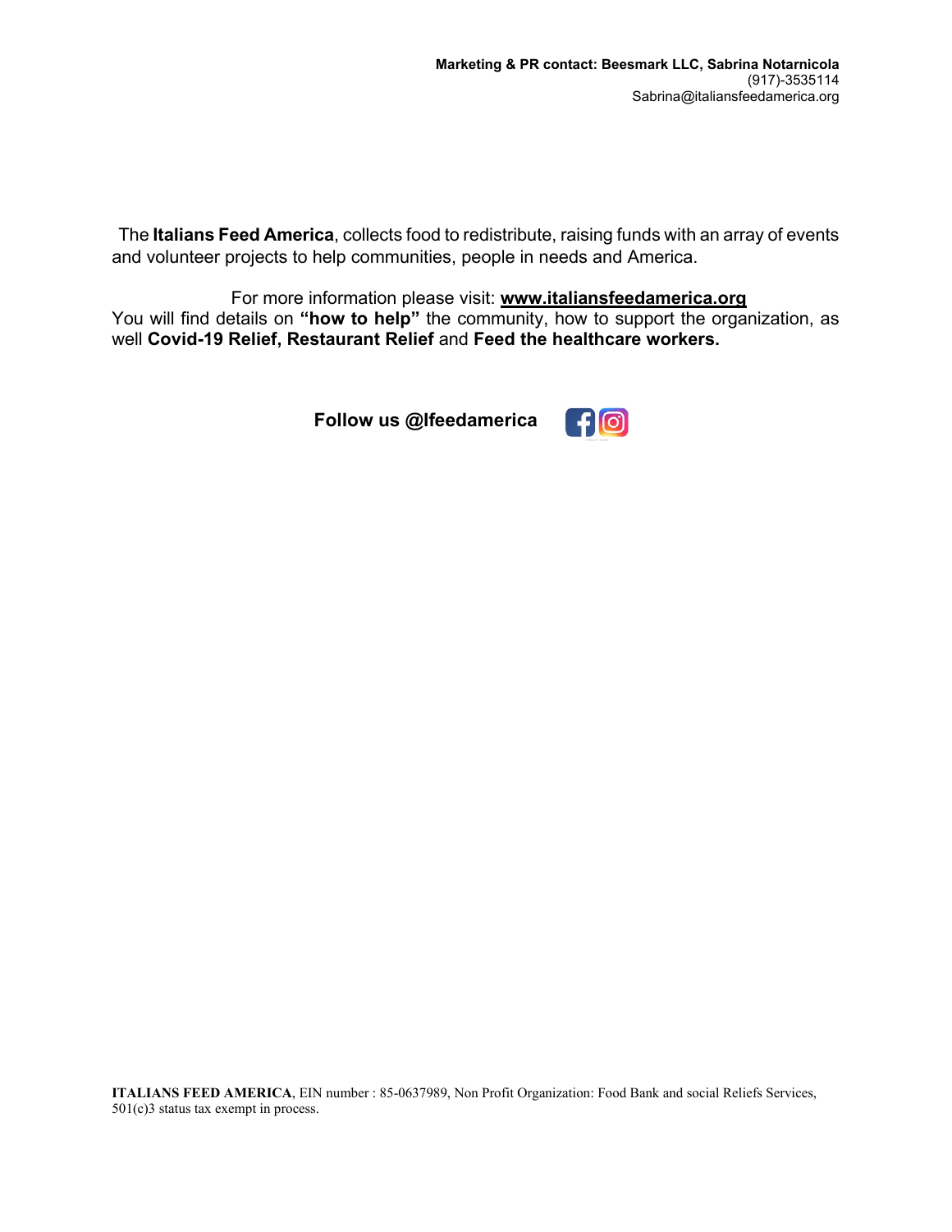**Marketing & PR contact: Beesmark LLC, Sabrina Notarnicola**
(917)-3535114
Sabrina@italiansfeedamerica.org

The **Italians Feed America**, collects food to redistribute, raising funds with an array of events and volunteer projects to help communities, people in needs and America.

For more information please visit: **www.italiansfeedamerica.org**
You will find details on **"how to help"** the community, how to support the organization, as well **Covid-19 Relief, Restaurant Relief** and **Feed the healthcare workers.**

**Follow us @Ifeedamerica**

**ITALIANS FEED AMERICA**, EIN number : 85-0637989, Non Profit Organization: Food Bank and social Reliefs Services, 501(c)3 status tax exempt in process.